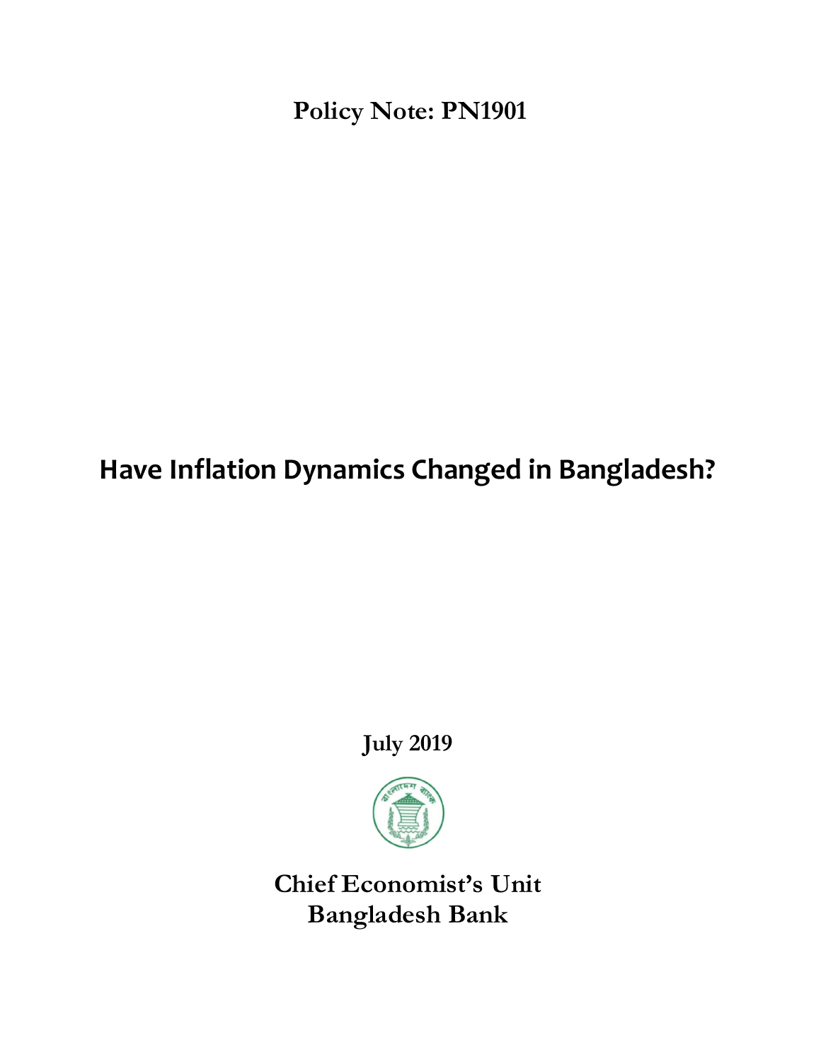**Policy Note: PN1901**

# Have Inflation Dynamics Changed in Bangladesh?

**July 2019**

**Chief Economist's Unit**
**Bangladesh Bank**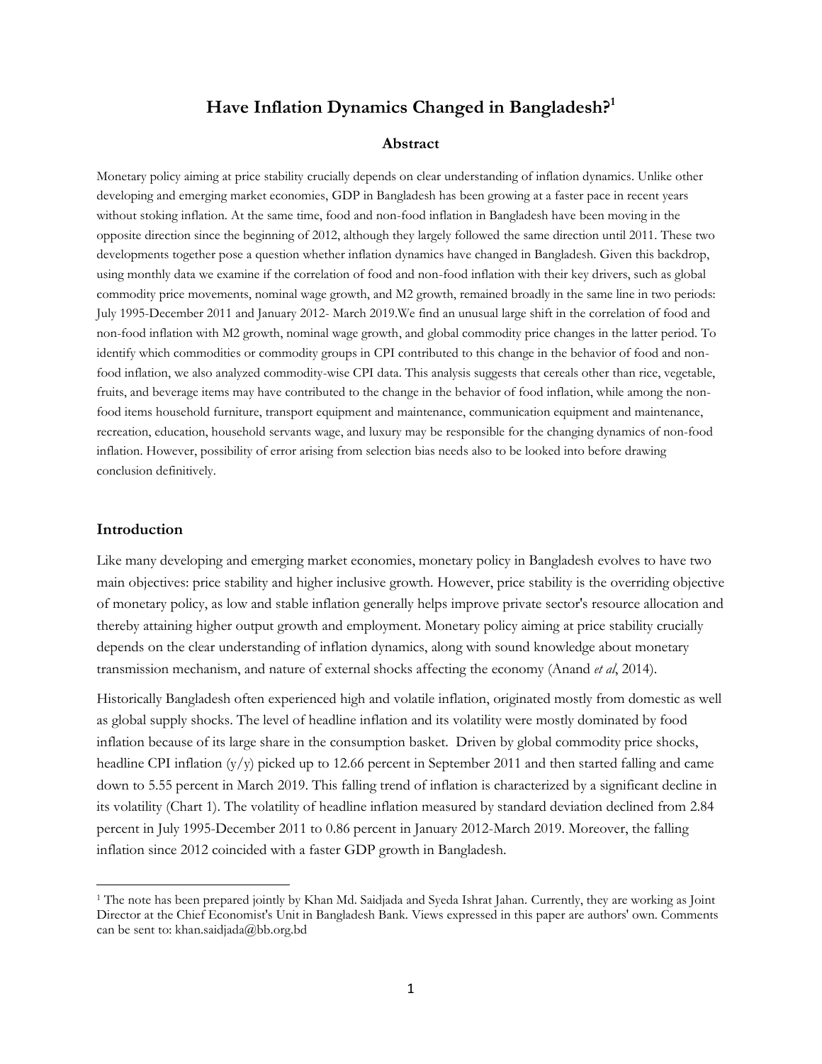# Have Inflation Dynamics Changed in Bangladesh?[1]

## Abstract

Monetary policy aiming at price stability crucially depends on clear understanding of inflation dynamics. Unlike other developing and emerging market economies, GDP in Bangladesh has been growing at a faster pace in recent years without stoking inflation. At the same time, food and non-food inflation in Bangladesh have been moving in the opposite direction since the beginning of 2012, although they largely followed the same direction until 2011. These two developments together pose a question whether inflation dynamics have changed in Bangladesh. Given this backdrop, using monthly data we examine if the correlation of food and non-food inflation with their key drivers, such as global commodity price movements, nominal wage growth, and M2 growth, remained broadly in the same line in two periods: July 1995-December 2011 and January 2012- March 2019.We find an unusual large shift in the correlation of food and non-food inflation with M2 growth, nominal wage growth, and global commodity price changes in the latter period. To identify which commodities or commodity groups in CPI contributed to this change in the behavior of food and non-food inflation, we also analyzed commodity-wise CPI data. This analysis suggests that cereals other than rice, vegetable, fruits, and beverage items may have contributed to the change in the behavior of food inflation, while among the non-food items household furniture, transport equipment and maintenance, communication equipment and maintenance, recreation, education, household servants wage, and luxury may be responsible for the changing dynamics of non-food inflation. However, possibility of error arising from selection bias needs also to be looked into before drawing conclusion definitively.

## Introduction

Like many developing and emerging market economies, monetary policy in Bangladesh evolves to have two main objectives: price stability and higher inclusive growth. However, price stability is the overriding objective of monetary policy, as low and stable inflation generally helps improve private sector's resource allocation and thereby attaining higher output growth and employment. Monetary policy aiming at price stability crucially depends on the clear understanding of inflation dynamics, along with sound knowledge about monetary transmission mechanism, and nature of external shocks affecting the economy (Anand *et al*, 2014).

Historically Bangladesh often experienced high and volatile inflation, originated mostly from domestic as well as global supply shocks. The level of headline inflation and its volatility were mostly dominated by food inflation because of its large share in the consumption basket. Driven by global commodity price shocks, headline CPI inflation (y/y) picked up to 12.66 percent in September 2011 and then started falling and came down to 5.55 percent in March 2019. This falling trend of inflation is characterized by a significant decline in its volatility (Chart 1). The volatility of headline inflation measured by standard deviation declined from 2.84 percent in July 1995-December 2011 to 0.86 percent in January 2012-March 2019. Moreover, the falling inflation since 2012 coincided with a faster GDP growth in Bangladesh.

---

[1] The note has been prepared jointly by Khan Md. Saidjada and Syeda Ishrat Jahan. Currently, they are working as Joint Director at the Chief Economist's Unit in Bangladesh Bank. Views expressed in this paper are authors' own. Comments can be sent to: khan.saidjada@bb.org.bd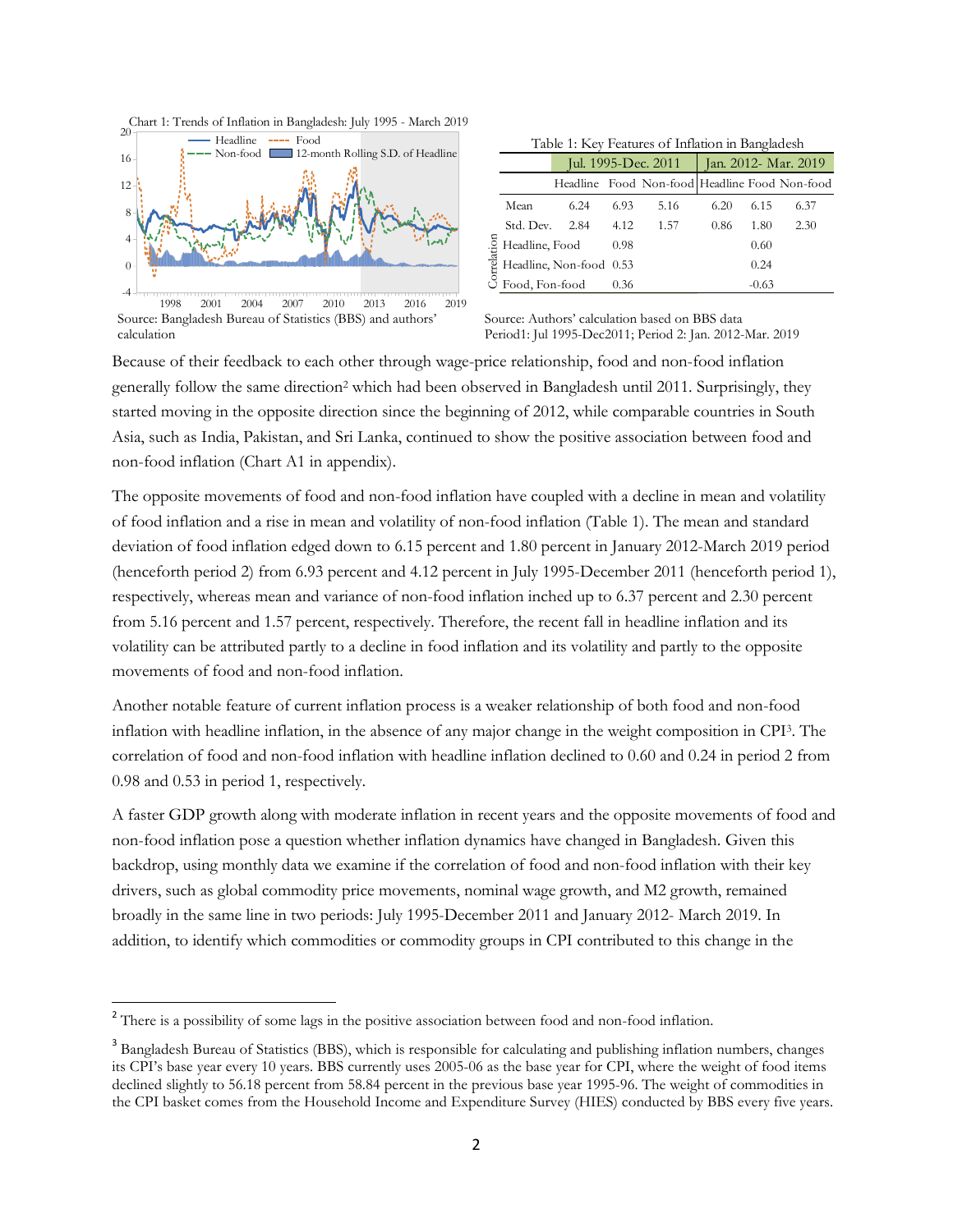Chart 1: Trends of Inflation in Bangladesh: July 1995 - March 2019

Source: Bangladesh Bureau of Statistics (BBS) and authors' calculation

Table 1: Key Features of Inflation in Bangladesh

| | Jul. 1995-Dec. 2011 | | | Jan. 2012- Mar. 2019 | | |
|---|---|---|---|---|---|---|
| | Headline | Food | Non-food | Headline | Food | Non-food |
| Mean | 6.24 | 6.93 | 5.16 | 6.20 | 6.15 | 6.37 |
| Std. Dev. | 2.84 | 4.12 | 1.57 | 0.86 | 1.80 | 2.30 |
| Correlation: Headline, Food | 0.98 | | | 0.60 | | |
| Correlation: Headline, Non-food | 0.53 | | | 0.24 | | |
| Correlation: Food, Fon-food | 0.36 | | | -0.63 | | |

Source: Authors' calculation based on BBS data
Period1: Jul 1995-Dec2011; Period 2: Jan. 2012-Mar. 2019

Because of their feedback to each other through wage-price relationship, food and non-food inflation generally follow the same direction[2] which had been observed in Bangladesh until 2011. Surprisingly, they started moving in the opposite direction since the beginning of 2012, while comparable countries in South Asia, such as India, Pakistan, and Sri Lanka, continued to show the positive association between food and non-food inflation (Chart A1 in appendix).

The opposite movements of food and non-food inflation have coupled with a decline in mean and volatility of food inflation and a rise in mean and volatility of non-food inflation (Table 1). The mean and standard deviation of food inflation edged down to 6.15 percent and 1.80 percent in January 2012-March 2019 period (henceforth period 2) from 6.93 percent and 4.12 percent in July 1995-December 2011 (henceforth period 1), respectively, whereas mean and variance of non-food inflation inched up to 6.37 percent and 2.30 percent from 5.16 percent and 1.57 percent, respectively. Therefore, the recent fall in headline inflation and its volatility can be attributed partly to a decline in food inflation and its volatility and partly to the opposite movements of food and non-food inflation.

Another notable feature of current inflation process is a weaker relationship of both food and non-food inflation with headline inflation, in the absence of any major change in the weight composition in CPI[3]. The correlation of food and non-food inflation with headline inflation declined to 0.60 and 0.24 in period 2 from 0.98 and 0.53 in period 1, respectively.

A faster GDP growth along with moderate inflation in recent years and the opposite movements of food and non-food inflation pose a question whether inflation dynamics have changed in Bangladesh. Given this backdrop, using monthly data we examine if the correlation of food and non-food inflation with their key drivers, such as global commodity price movements, nominal wage growth, and M2 growth, remained broadly in the same line in two periods: July 1995-December 2011 and January 2012- March 2019. In addition, to identify which commodities or commodity groups in CPI contributed to this change in the

---

[2] There is a possibility of some lags in the positive association between food and non-food inflation.

[3] Bangladesh Bureau of Statistics (BBS), which is responsible for calculating and publishing inflation numbers, changes its CPI's base year every 10 years. BBS currently uses 2005-06 as the base year for CPI, where the weight of food items declined slightly to 56.18 percent from 58.84 percent in the previous base year 1995-96. The weight of commodities in the CPI basket comes from the Household Income and Expenditure Survey (HIES) conducted by BBS every five years.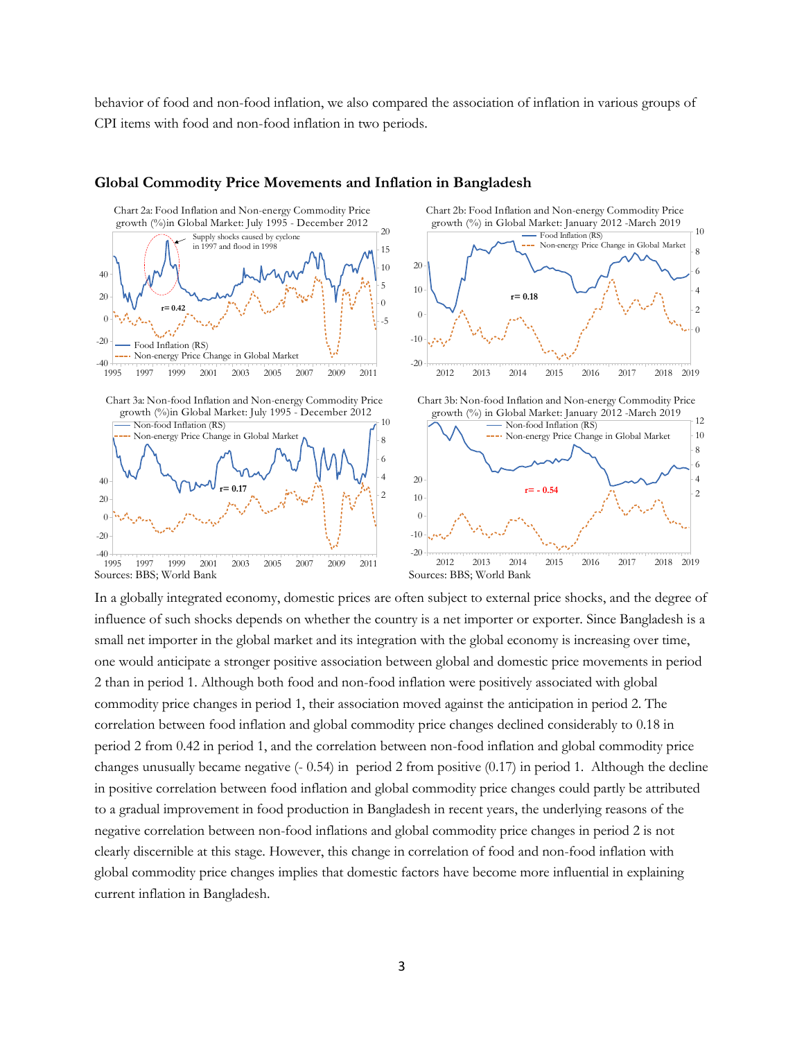behavior of food and non-food inflation, we also compared the association of inflation in various groups of CPI items with food and non-food inflation in two periods.

**Global Commodity Price Movements and Inflation in Bangladesh**

Chart 2a: Food Inflation and Non-energy Commodity Price growth (%)in Global Market: July 1995 - December 2012

Chart 2b: Food Inflation and Non-energy Commodity Price growth (%) in Global Market: January 2012 -March 2019

Chart 3a: Non-food Inflation and Non-energy Commodity Price growth (%)in Global Market: July 1995 - December 2012

Chart 3b: Non-food Inflation and Non-energy Commodity Price growth (%) in Global Market: January 2012 -March 2019

Sources: BBS; World Bank

In a globally integrated economy, domestic prices are often subject to external price shocks, and the degree of influence of such shocks depends on whether the country is a net importer or exporter. Since Bangladesh is a small net importer in the global market and its integration with the global economy is increasing over time, one would anticipate a stronger positive association between global and domestic price movements in period 2 than in period 1. Although both food and non-food inflation were positively associated with global commodity price changes in period 1, their association moved against the anticipation in period 2. The correlation between food inflation and global commodity price changes declined considerably to 0.18 in period 2 from 0.42 in period 1, and the correlation between non-food inflation and global commodity price changes unusually became negative (- 0.54) in period 2 from positive (0.17) in period 1. Although the decline in positive correlation between food inflation and global commodity price changes could partly be attributed to a gradual improvement in food production in Bangladesh in recent years, the underlying reasons of the negative correlation between non-food inflations and global commodity price changes in period 2 is not clearly discernible at this stage. However, this change in correlation of food and non-food inflation with global commodity price changes implies that domestic factors have become more influential in explaining current inflation in Bangladesh.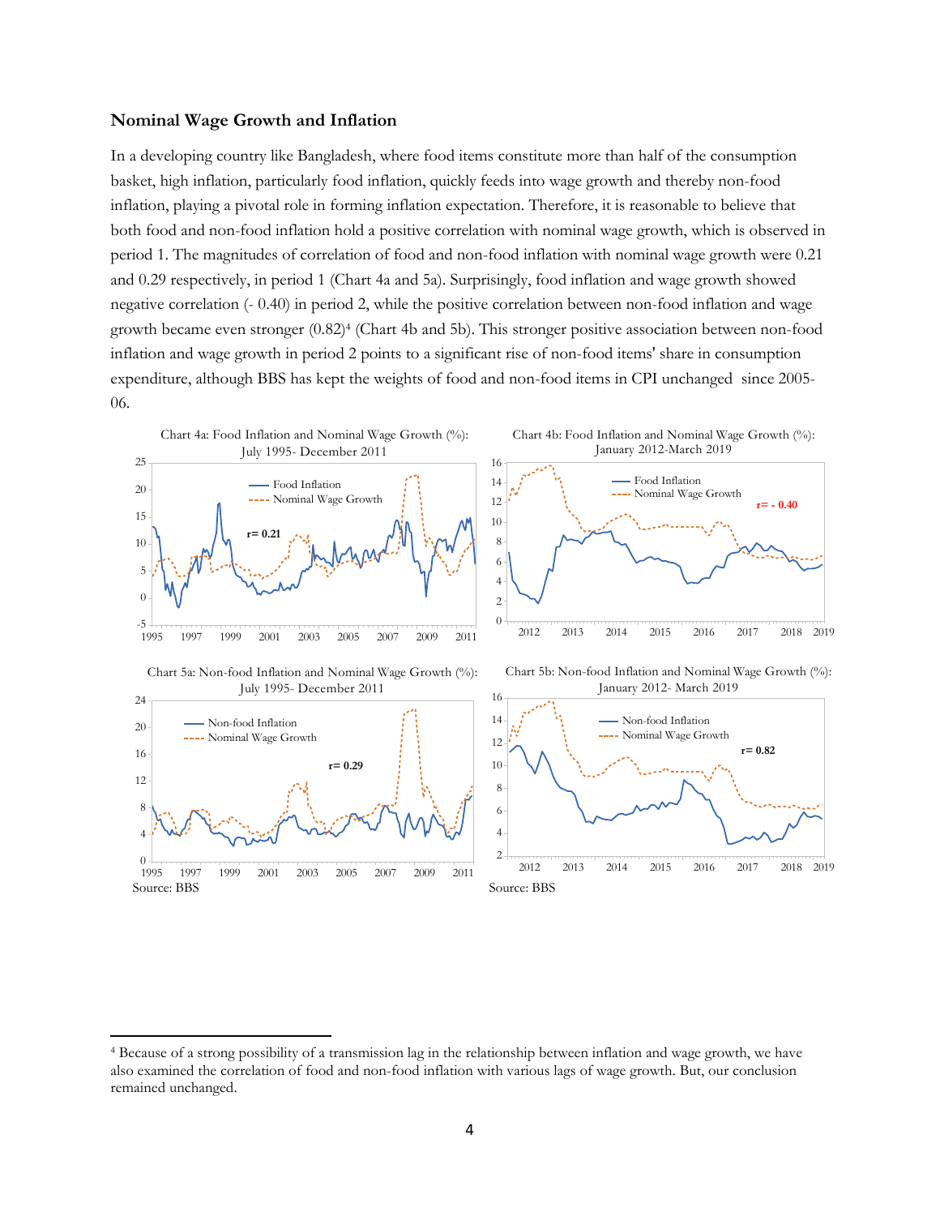### Nominal Wage Growth and Inflation

In a developing country like Bangladesh, where food items constitute more than half of the consumption basket, high inflation, particularly food inflation, quickly feeds into wage growth and thereby non-food inflation, playing a pivotal role in forming inflation expectation. Therefore, it is reasonable to believe that both food and non-food inflation hold a positive correlation with nominal wage growth, which is observed in period 1. The magnitudes of correlation of food and non-food inflation with nominal wage growth were 0.21 and 0.29 respectively, in period 1 (Chart 4a and 5a). Surprisingly, food inflation and wage growth showed negative correlation (- 0.40) in period 2, while the positive correlation between non-food inflation and wage growth became even stronger (0.82)[4] (Chart 4b and 5b). This stronger positive association between non-food inflation and wage growth in period 2 points to a significant rise of non-food items' share in consumption expenditure, although BBS has kept the weights of food and non-food items in CPI unchanged since 2005-06.

Chart 4a: Food Inflation and Nominal Wage Growth (%): July 1995- December 2011

Chart 4b: Food Inflation and Nominal Wage Growth (%): January 2012-March 2019

Chart 5a: Non-food Inflation and Nominal Wage Growth (%): July 1995- December 2011

Chart 5b: Non-food Inflation and Nominal Wage Growth (%): January 2012- March 2019

Source: BBS

---

[4] Because of a strong possibility of a transmission lag in the relationship between inflation and wage growth, we have also examined the correlation of food and non-food inflation with various lags of wage growth. But, our conclusion remained unchanged.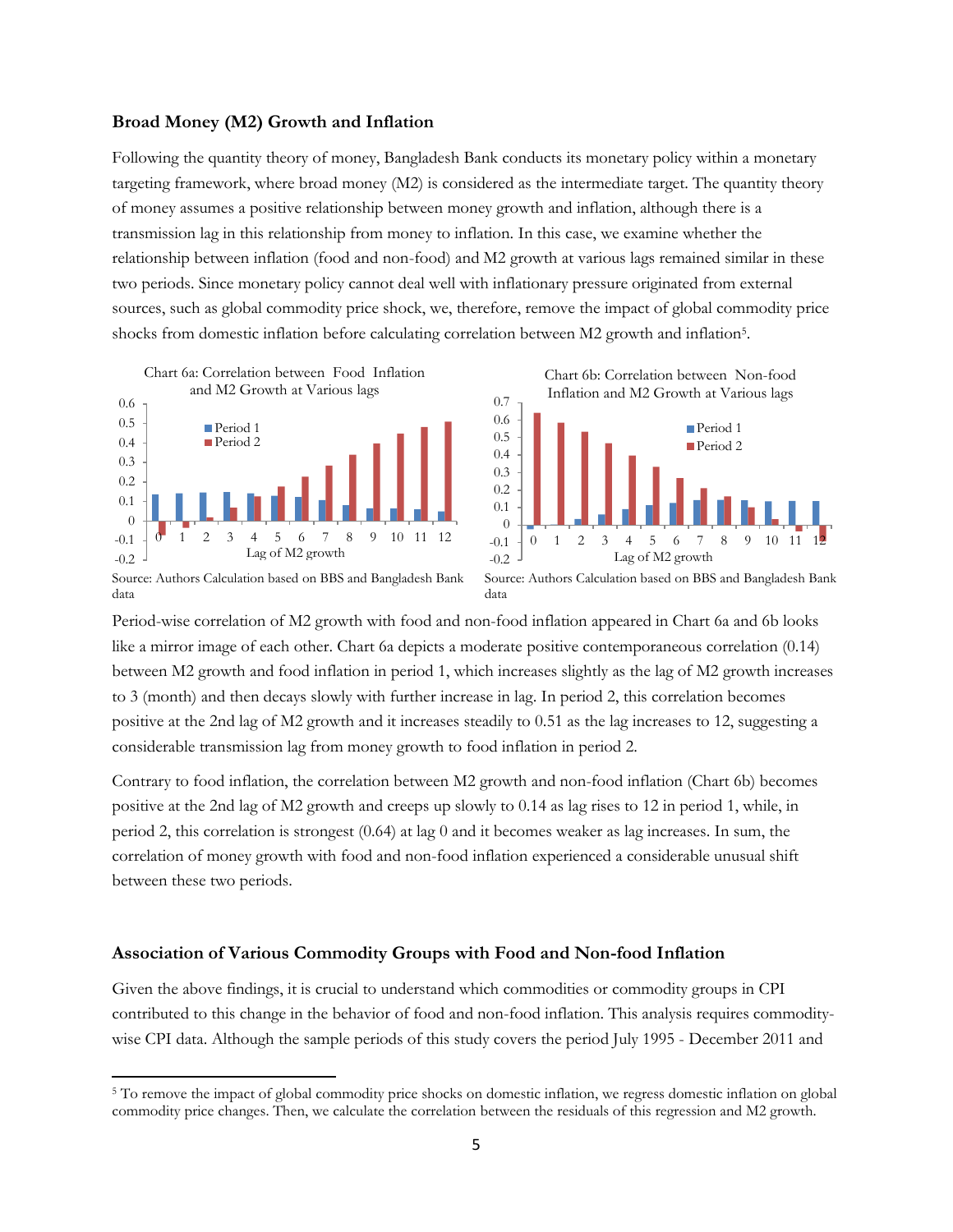### Broad Money (M2) Growth and Inflation

Following the quantity theory of money, Bangladesh Bank conducts its monetary policy within a monetary targeting framework, where broad money (M2) is considered as the intermediate target. The quantity theory of money assumes a positive relationship between money growth and inflation, although there is a transmission lag in this relationship from money to inflation. In this case, we examine whether the relationship between inflation (food and non-food) and M2 growth at various lags remained similar in these two periods. Since monetary policy cannot deal well with inflationary pressure originated from external sources, such as global commodity price shock, we, therefore, remove the impact of global commodity price shocks from domestic inflation before calculating correlation between M2 growth and inflation[5].

Chart 6a: Correlation between Food Inflation and M2 Growth at Various lags

Source: Authors Calculation based on BBS and Bangladesh Bank data

Chart 6b: Correlation between Non-food Inflation and M2 Growth at Various lags

Source: Authors Calculation based on BBS and Bangladesh Bank data

Period-wise correlation of M2 growth with food and non-food inflation appeared in Chart 6a and 6b looks like a mirror image of each other. Chart 6a depicts a moderate positive contemporaneous correlation (0.14) between M2 growth and food inflation in period 1, which increases slightly as the lag of M2 growth increases to 3 (month) and then decays slowly with further increase in lag. In period 2, this correlation becomes positive at the 2nd lag of M2 growth and it increases steadily to 0.51 as the lag increases to 12, suggesting a considerable transmission lag from money growth to food inflation in period 2.

Contrary to food inflation, the correlation between M2 growth and non-food inflation (Chart 6b) becomes positive at the 2nd lag of M2 growth and creeps up slowly to 0.14 as lag rises to 12 in period 1, while, in period 2, this correlation is strongest (0.64) at lag 0 and it becomes weaker as lag increases. In sum, the correlation of money growth with food and non-food inflation experienced a considerable unusual shift between these two periods.

### Association of Various Commodity Groups with Food and Non-food Inflation

Given the above findings, it is crucial to understand which commodities or commodity groups in CPI contributed to this change in the behavior of food and non-food inflation. This analysis requires commodity-wise CPI data. Although the sample periods of this study covers the period July 1995 - December 2011 and

[5] To remove the impact of global commodity price shocks on domestic inflation, we regress domestic inflation on global commodity price changes. Then, we calculate the correlation between the residuals of this regression and M2 growth.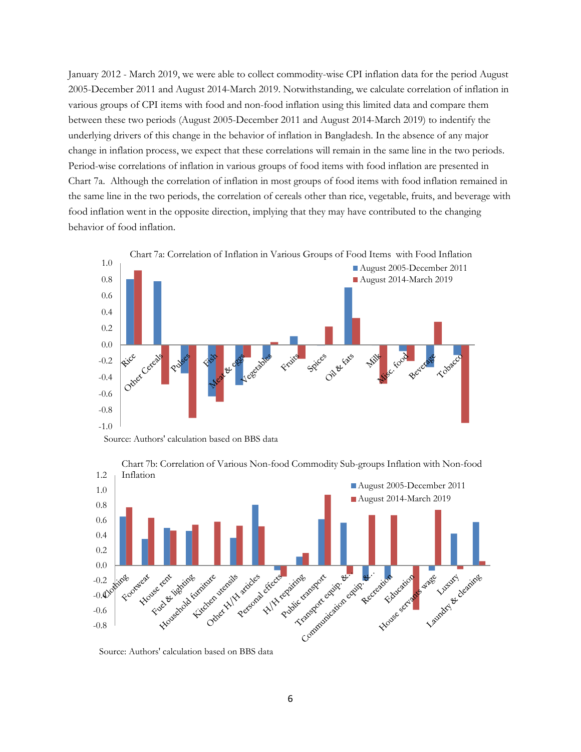January 2012 - March 2019, we were able to collect commodity-wise CPI inflation data for the period August 2005-December 2011 and August 2014-March 2019. Notwithstanding, we calculate correlation of inflation in various groups of CPI items with food and non-food inflation using this limited data and compare them between these two periods (August 2005-December 2011 and August 2014-March 2019) to indentify the underlying drivers of this change in the behavior of inflation in Bangladesh. In the absence of any major change in inflation process, we expect that these correlations will remain in the same line in the two periods. Period-wise correlations of inflation in various groups of food items with food inflation are presented in Chart 7a. Although the correlation of inflation in most groups of food items with food inflation remained in the same line in the two periods, the correlation of cereals other than rice, vegetable, fruits, and beverage with food inflation went in the opposite direction, implying that they may have contributed to the changing behavior of food inflation.

Chart 7a: Correlation of Inflation in Various Groups of Food Items with Food Inflation

Source: Authors' calculation based on BBS data

Chart 7b: Correlation of Various Non-food Commodity Sub-groups Inflation with Non-food Inflation

Source: Authors' calculation based on BBS data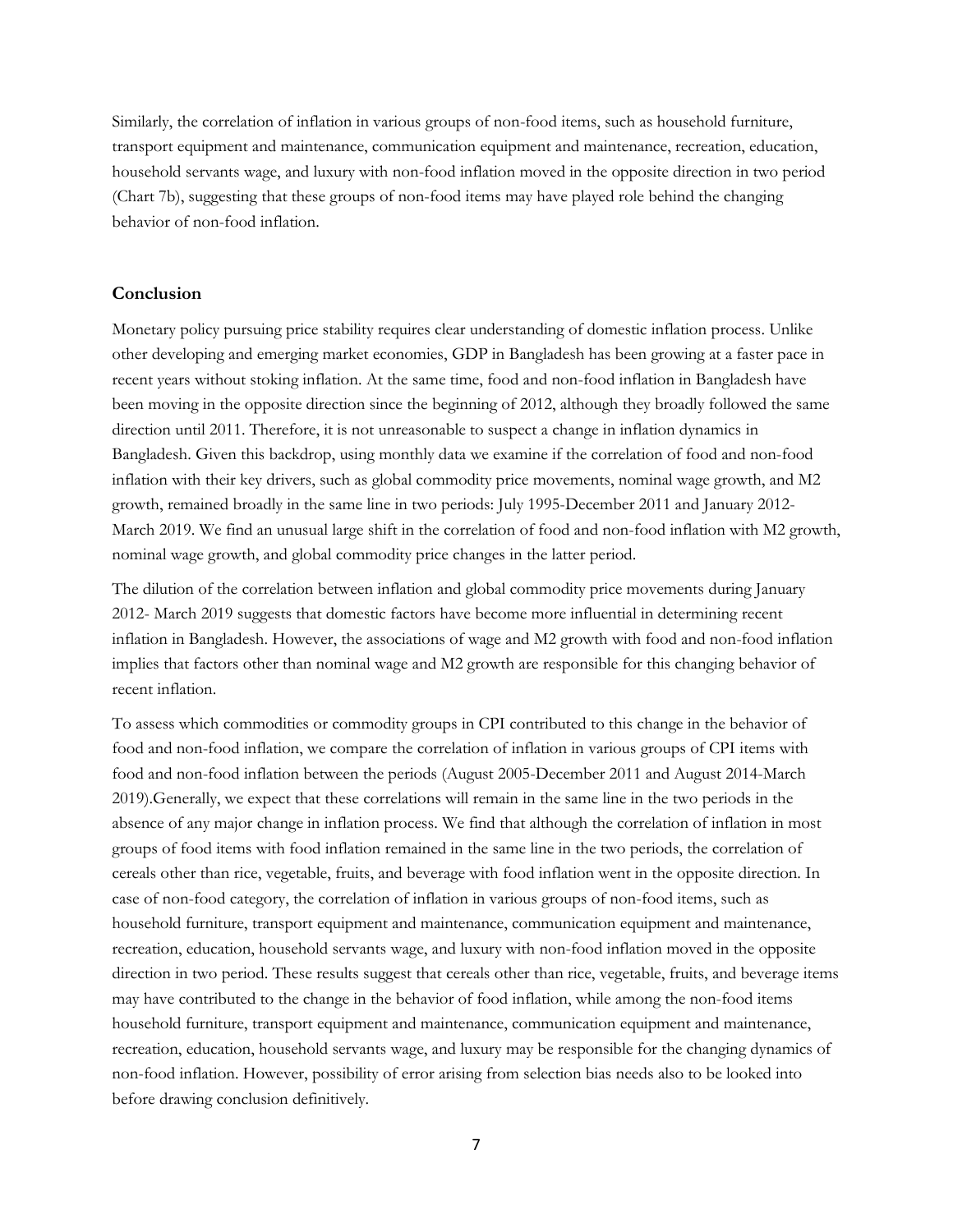Similarly, the correlation of inflation in various groups of non-food items, such as household furniture, transport equipment and maintenance, communication equipment and maintenance, recreation, education, household servants wage, and luxury with non-food inflation moved in the opposite direction in two period (Chart 7b), suggesting that these groups of non-food items may have played role behind the changing behavior of non-food inflation.

## Conclusion

Monetary policy pursuing price stability requires clear understanding of domestic inflation process. Unlike other developing and emerging market economies, GDP in Bangladesh has been growing at a faster pace in recent years without stoking inflation. At the same time, food and non-food inflation in Bangladesh have been moving in the opposite direction since the beginning of 2012, although they broadly followed the same direction until 2011. Therefore, it is not unreasonable to suspect a change in inflation dynamics in Bangladesh. Given this backdrop, using monthly data we examine if the correlation of food and non-food inflation with their key drivers, such as global commodity price movements, nominal wage growth, and M2 growth, remained broadly in the same line in two periods: July 1995-December 2011 and January 2012-March 2019. We find an unusual large shift in the correlation of food and non-food inflation with M2 growth, nominal wage growth, and global commodity price changes in the latter period.

The dilution of the correlation between inflation and global commodity price movements during January 2012- March 2019 suggests that domestic factors have become more influential in determining recent inflation in Bangladesh. However, the associations of wage and M2 growth with food and non-food inflation implies that factors other than nominal wage and M2 growth are responsible for this changing behavior of recent inflation.

To assess which commodities or commodity groups in CPI contributed to this change in the behavior of food and non-food inflation, we compare the correlation of inflation in various groups of CPI items with food and non-food inflation between the periods (August 2005-December 2011 and August 2014-March 2019).Generally, we expect that these correlations will remain in the same line in the two periods in the absence of any major change in inflation process. We find that although the correlation of inflation in most groups of food items with food inflation remained in the same line in the two periods, the correlation of cereals other than rice, vegetable, fruits, and beverage with food inflation went in the opposite direction. In case of non-food category, the correlation of inflation in various groups of non-food items, such as household furniture, transport equipment and maintenance, communication equipment and maintenance, recreation, education, household servants wage, and luxury with non-food inflation moved in the opposite direction in two period. These results suggest that cereals other than rice, vegetable, fruits, and beverage items may have contributed to the change in the behavior of food inflation, while among the non-food items household furniture, transport equipment and maintenance, communication equipment and maintenance, recreation, education, household servants wage, and luxury may be responsible for the changing dynamics of non-food inflation. However, possibility of error arising from selection bias needs also to be looked into before drawing conclusion definitively.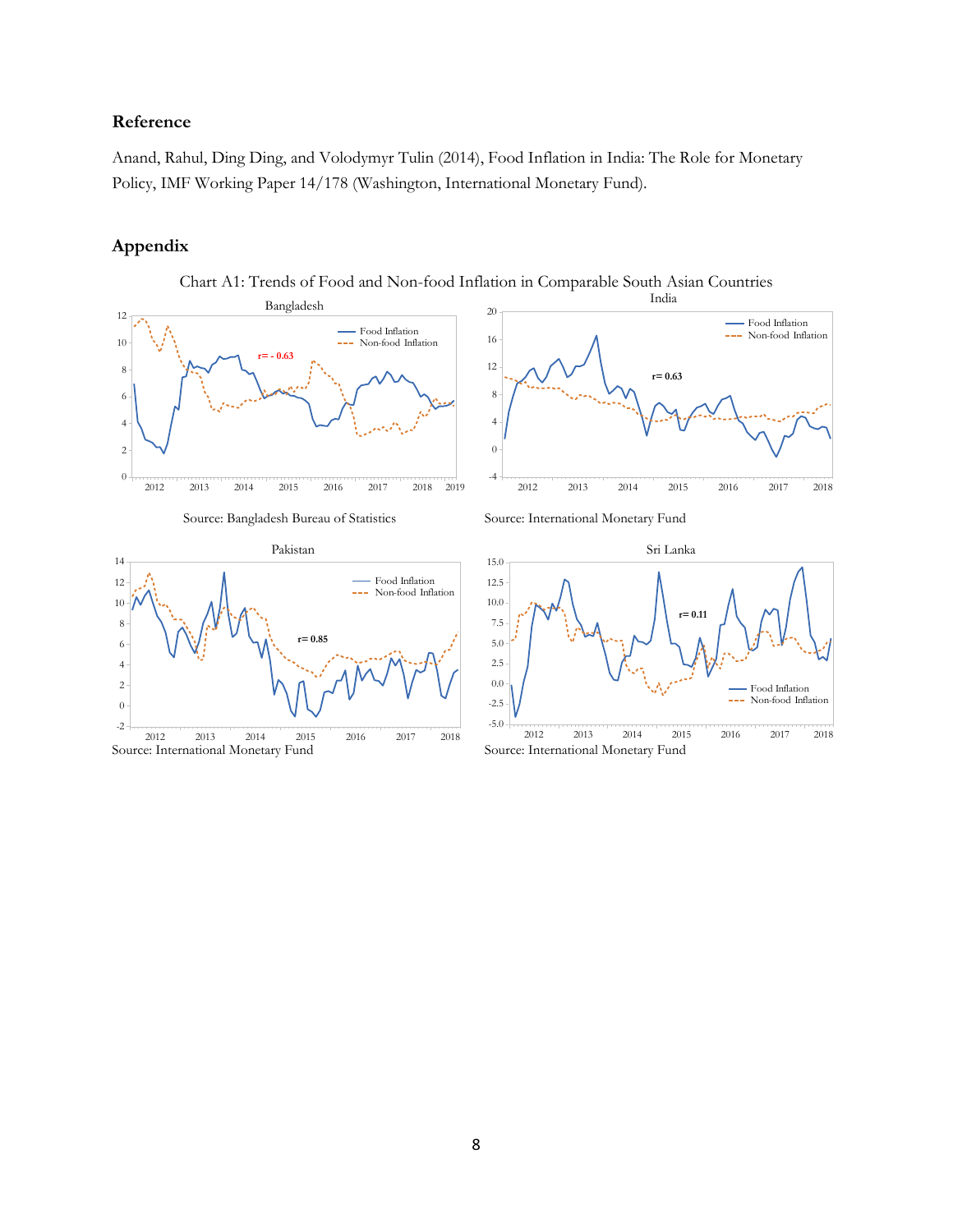## Reference

Anand, Rahul, Ding Ding, and Volodymyr Tulin (2014), Food Inflation in India: The Role for Monetary Policy, IMF Working Paper 14/178 (Washington, International Monetary Fund).

## Appendix

Chart A1: Trends of Food and Non-food Inflation in Comparable South Asian Countries

Bangladesh

Food Inflation
Non-food Inflation
r= - 0.63

0 2 4 6 8 10 12
2012 2013 2014 2015 2016 2017 2018 2019

Source: Bangladesh Bureau of Statistics

India

Food Inflation
Non-food Inflation
r= 0.63

-4 0 4 8 12 16 20
2012 2013 2014 2015 2016 2017 2018

Source: International Monetary Fund

Pakistan

Food Inflation
Non-food Inflation
r= 0.85

-2 0 2 4 6 8 10 12 14
2012 2013 2014 2015 2016 2017 2018

Source: International Monetary Fund

Sri Lanka

Food Inflation
Non-food Inflation
r= 0.11

-5.0 -2.5 0.0 2.5 5.0 7.5 10.0 12.5 15.0
2012 2013 2014 2015 2016 2017 2018

Source: International Monetary Fund